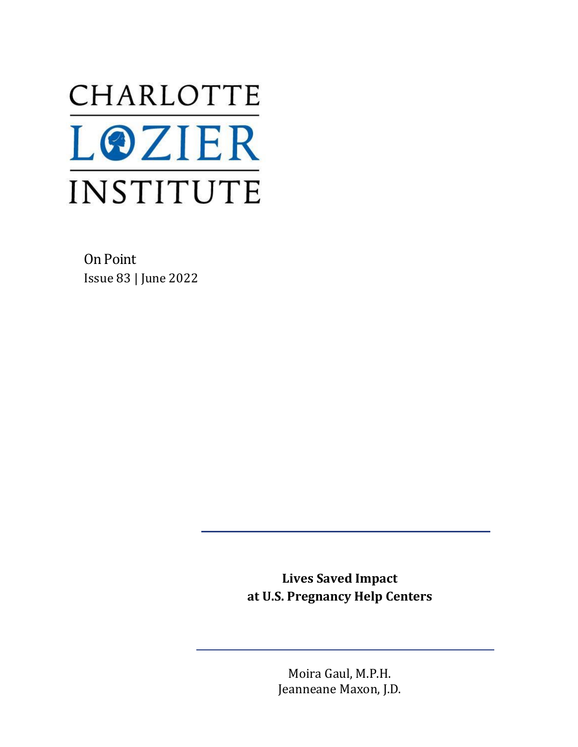CHARLOTTE

LOZIER

INSTITUTE

On Point

Issue 83 | June 2022

---

# Lives Saved Impact at U.S. Pregnancy Help Centers

---

Moira Gaul, M.P.H.

Jeanneane Maxon, J.D.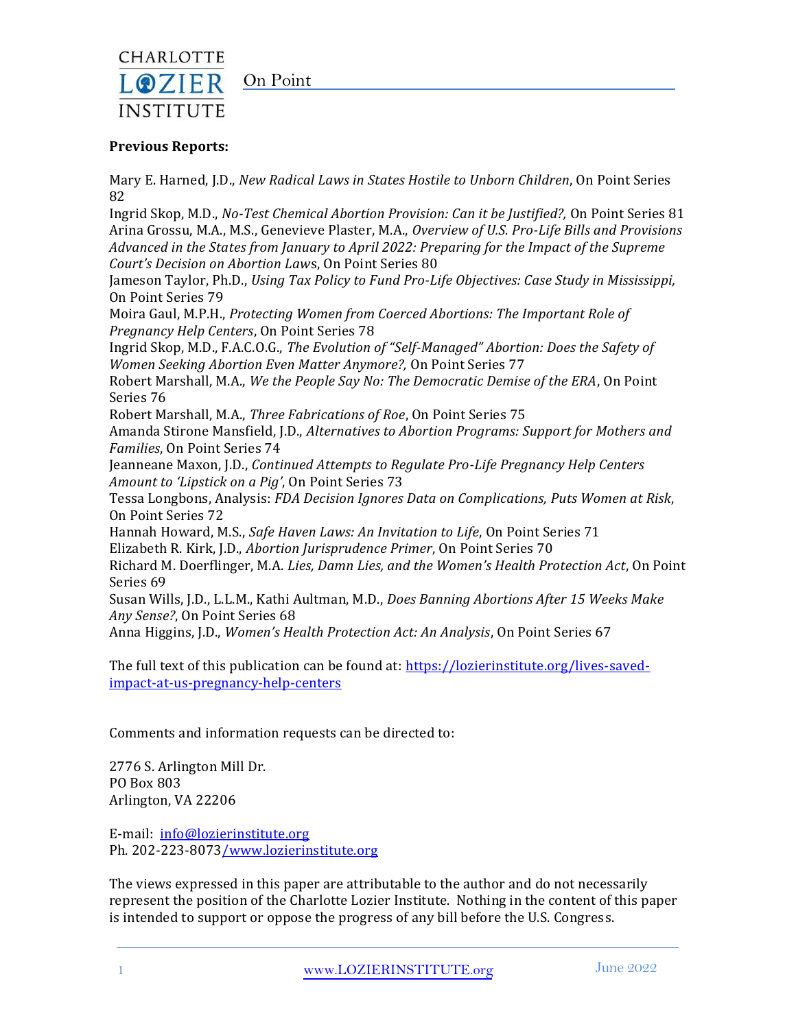**Previous Reports:**

Mary E. Harned, J.D., *New Radical Laws in States Hostile to Unborn Children*, On Point Series 82

Ingrid Skop, M.D., *No-Test Chemical Abortion Provision: Can it be Justified?,* On Point Series 81

Arina Grossu, M.A., M.S., Genevieve Plaster, M.A., *Overview of U.S. Pro-Life Bills and Provisions Advanced in the States from January to April 2022: Preparing for the Impact of the Supreme Court's Decision on Abortion Law*s, On Point Series 80

Jameson Taylor, Ph.D., *Using Tax Policy to Fund Pro-Life Objectives: Case Study in Mississippi,* On Point Series 79

Moira Gaul, M.P.H., *Protecting Women from Coerced Abortions: The Important Role of Pregnancy Help Centers*, On Point Series 78

Ingrid Skop, M.D., F.A.C.O.G., *The Evolution of "Self-Managed" Abortion: Does the Safety of Women Seeking Abortion Even Matter Anymore?,* On Point Series 77

Robert Marshall, M.A., *We the People Say No: The Democratic Demise of the ERA*, On Point Series 76

Robert Marshall, M.A., *Three Fabrications of Roe*, On Point Series 75

Amanda Stirone Mansfield, J.D., *Alternatives to Abortion Programs: Support for Mothers and Families*, On Point Series 74

Jeanneane Maxon, J.D., *Continued Attempts to Regulate Pro-Life Pregnancy Help Centers Amount to 'Lipstick on a Pig'*, On Point Series 73

Tessa Longbons, Analysis: *FDA Decision Ignores Data on Complications, Puts Women at Risk*, On Point Series 72

Hannah Howard, M.S., *Safe Haven Laws: An Invitation to Life*, On Point Series 71

Elizabeth R. Kirk, J.D., *Abortion Jurisprudence Primer*, On Point Series 70

Richard M. Doerflinger, M.A. *Lies, Damn Lies, and the Women's Health Protection Act*, On Point Series 69

Susan Wills, J.D., L.L.M., Kathi Aultman, M.D., *Does Banning Abortions After 15 Weeks Make Any Sense?*, On Point Series 68

Anna Higgins, J.D., *Women's Health Protection Act: An Analysis*, On Point Series 67

The full text of this publication can be found at: [https://lozierinstitute.org/lives-saved-impact-at-us-pregnancy-help-centers](https://lozierinstitute.org/lives-saved-impact-at-us-pregnancy-help-centers)

Comments and information requests can be directed to:

2776 S. Arlington Mill Dr.
PO Box 803
Arlington, VA 22206

E-mail: [info@lozierinstitute.org](mailto:info@lozierinstitute.org)
Ph. 202-223-8073/[www.lozierinstitute.org](http://www.lozierinstitute.org)

The views expressed in this paper are attributable to the author and do not necessarily represent the position of the Charlotte Lozier Institute. Nothing in the content of this paper is intended to support or oppose the progress of any bill before the U.S. Congress.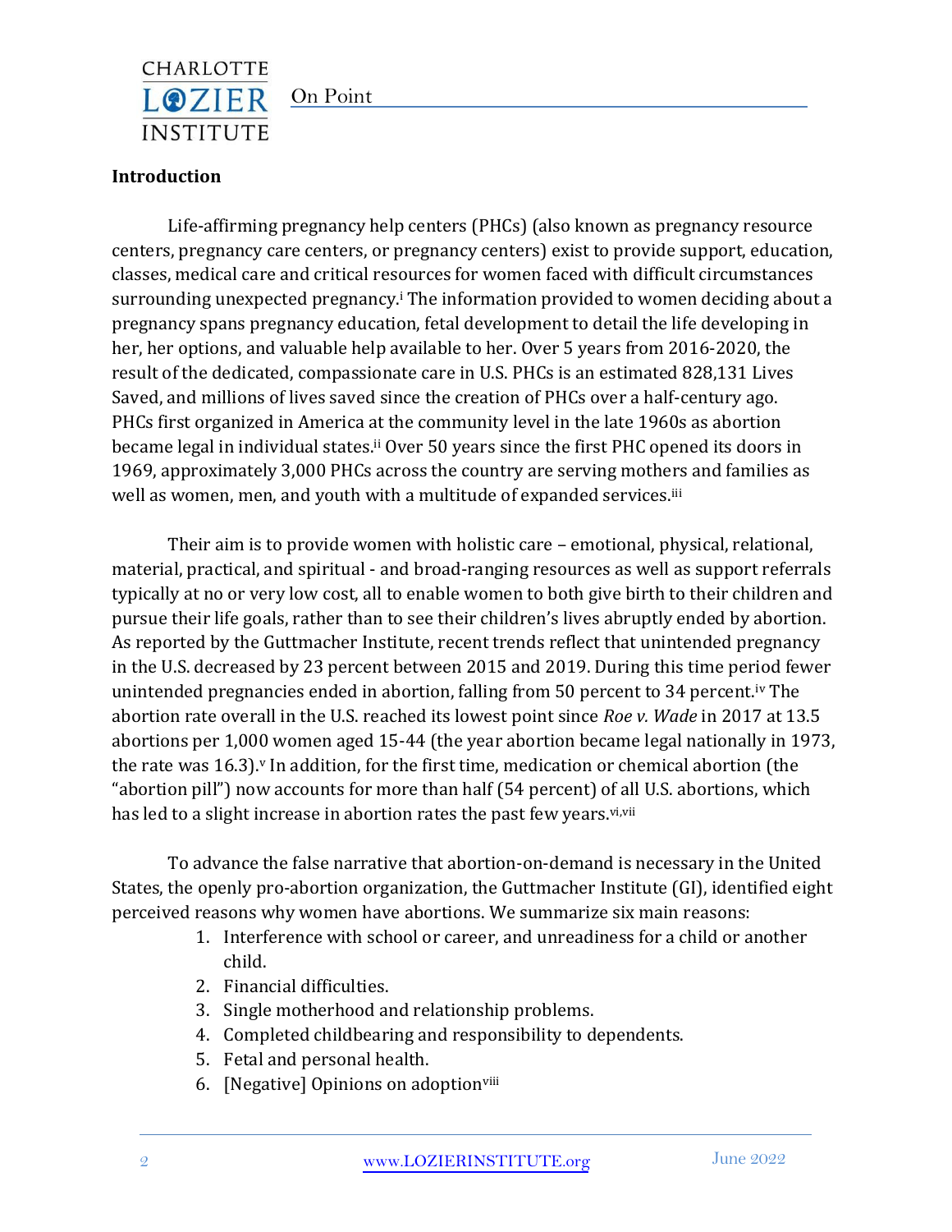## Introduction

Life-affirming pregnancy help centers (PHCs) (also known as pregnancy resource centers, pregnancy care centers, or pregnancy centers) exist to provide support, education, classes, medical care and critical resources for women faced with difficult circumstances surrounding unexpected pregnancy.[i] The information provided to women deciding about a pregnancy spans pregnancy education, fetal development to detail the life developing in her, her options, and valuable help available to her. Over 5 years from 2016-2020, the result of the dedicated, compassionate care in U.S. PHCs is an estimated 828,131 Lives Saved, and millions of lives saved since the creation of PHCs over a half-century ago. PHCs first organized in America at the community level in the late 1960s as abortion became legal in individual states.[ii] Over 50 years since the first PHC opened its doors in 1969, approximately 3,000 PHCs across the country are serving mothers and families as well as women, men, and youth with a multitude of expanded services.[iii]

Their aim is to provide women with holistic care – emotional, physical, relational, material, practical, and spiritual - and broad-ranging resources as well as support referrals typically at no or very low cost, all to enable women to both give birth to their children and pursue their life goals, rather than to see their children's lives abruptly ended by abortion. As reported by the Guttmacher Institute, recent trends reflect that unintended pregnancy in the U.S. decreased by 23 percent between 2015 and 2019. During this time period fewer unintended pregnancies ended in abortion, falling from 50 percent to 34 percent.[iv] The abortion rate overall in the U.S. reached its lowest point since *Roe v. Wade* in 2017 at 13.5 abortions per 1,000 women aged 15-44 (the year abortion became legal nationally in 1973, the rate was 16.3).[v] In addition, for the first time, medication or chemical abortion (the "abortion pill") now accounts for more than half (54 percent) of all U.S. abortions, which has led to a slight increase in abortion rates the past few years.[vi,vii]

To advance the false narrative that abortion-on-demand is necessary in the United States, the openly pro-abortion organization, the Guttmacher Institute (GI), identified eight perceived reasons why women have abortions. We summarize six main reasons:

1. Interference with school or career, and unreadiness for a child or another child.
2. Financial difficulties.
3. Single motherhood and relationship problems.
4. Completed childbearing and responsibility to dependents.
5. Fetal and personal health.
6. [Negative] Opinions on adoption[viii]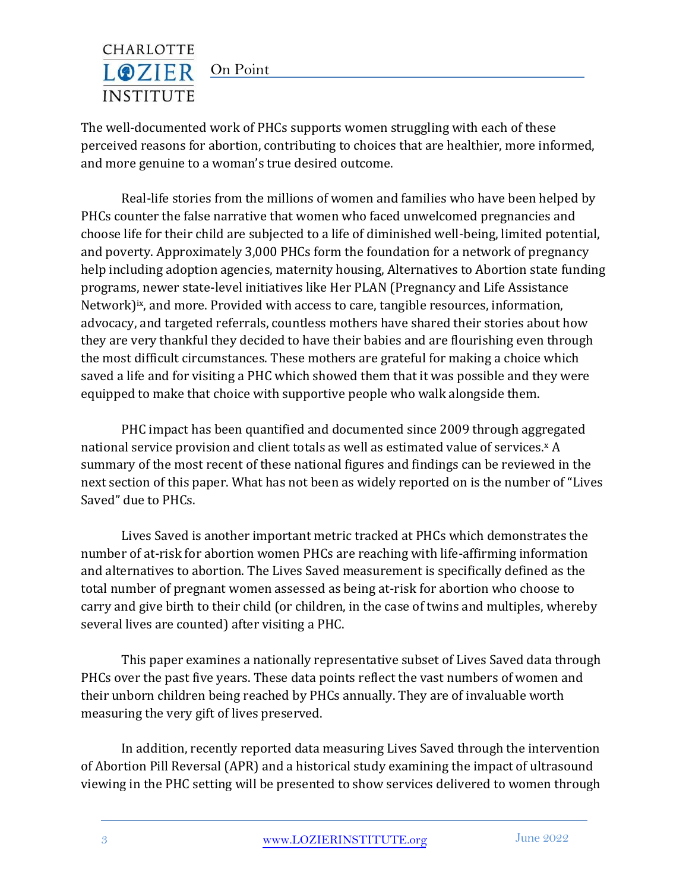The well-documented work of PHCs supports women struggling with each of these perceived reasons for abortion, contributing to choices that are healthier, more informed, and more genuine to a woman's true desired outcome.

Real-life stories from the millions of women and families who have been helped by PHCs counter the false narrative that women who faced unwelcomed pregnancies and choose life for their child are subjected to a life of diminished well-being, limited potential, and poverty. Approximately 3,000 PHCs form the foundation for a network of pregnancy help including adoption agencies, maternity housing, Alternatives to Abortion state funding programs, newer state-level initiatives like Her PLAN (Pregnancy and Life Assistance Network)[ix], and more. Provided with access to care, tangible resources, information, advocacy, and targeted referrals, countless mothers have shared their stories about how they are very thankful they decided to have their babies and are flourishing even through the most difficult circumstances. These mothers are grateful for making a choice which saved a life and for visiting a PHC which showed them that it was possible and they were equipped to make that choice with supportive people who walk alongside them.

PHC impact has been quantified and documented since 2009 through aggregated national service provision and client totals as well as estimated value of services.[x] A summary of the most recent of these national figures and findings can be reviewed in the next section of this paper. What has not been as widely reported on is the number of "Lives Saved" due to PHCs.

Lives Saved is another important metric tracked at PHCs which demonstrates the number of at-risk for abortion women PHCs are reaching with life-affirming information and alternatives to abortion. The Lives Saved measurement is specifically defined as the total number of pregnant women assessed as being at-risk for abortion who choose to carry and give birth to their child (or children, in the case of twins and multiples, whereby several lives are counted) after visiting a PHC.

This paper examines a nationally representative subset of Lives Saved data through PHCs over the past five years. These data points reflect the vast numbers of women and their unborn children being reached by PHCs annually. They are of invaluable worth measuring the very gift of lives preserved.

In addition, recently reported data measuring Lives Saved through the intervention of Abortion Pill Reversal (APR) and a historical study examining the impact of ultrasound viewing in the PHC setting will be presented to show services delivered to women through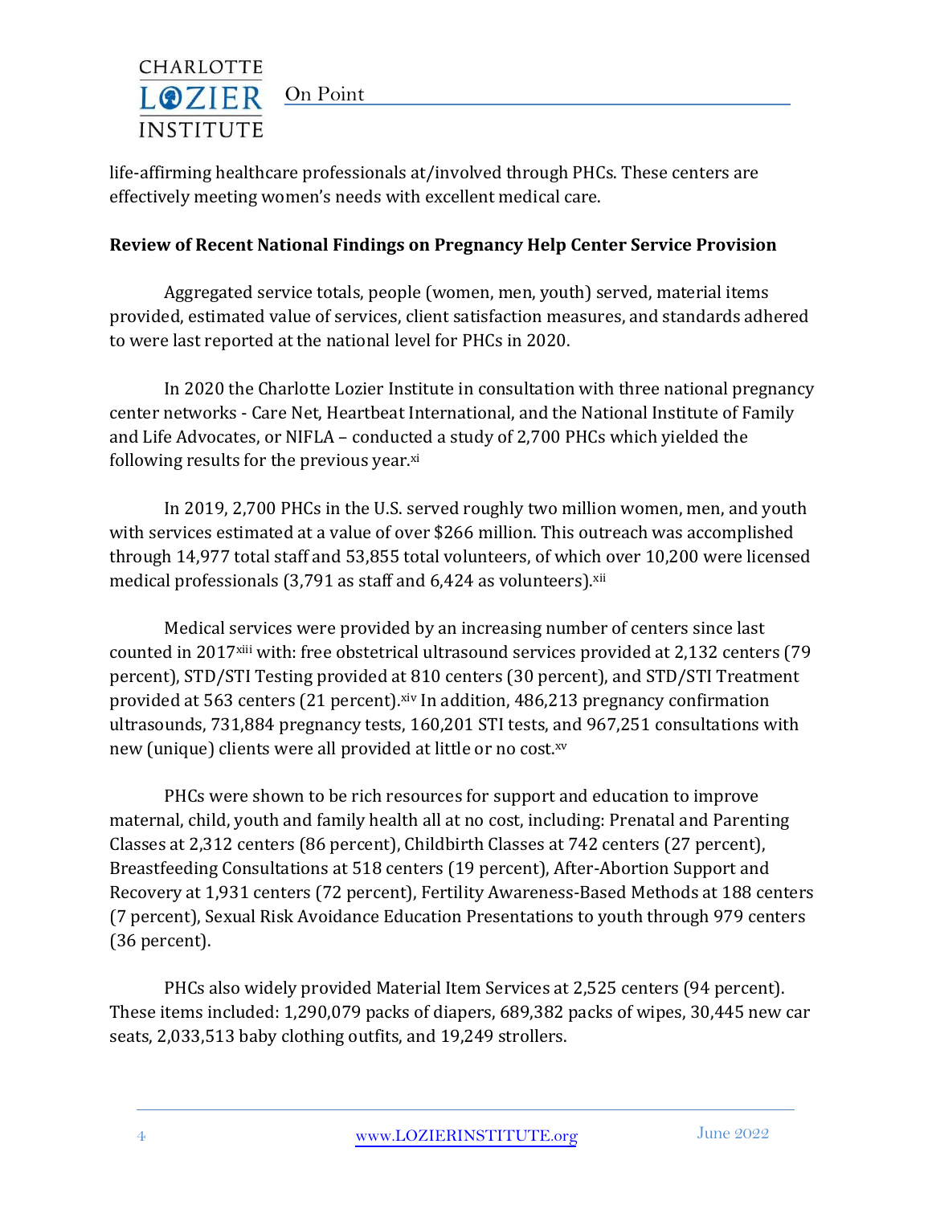life-affirming healthcare professionals at/involved through PHCs. These centers are effectively meeting women's needs with excellent medical care.

**Review of Recent National Findings on Pregnancy Help Center Service Provision**

Aggregated service totals, people (women, men, youth) served, material items provided, estimated value of services, client satisfaction measures, and standards adhered to were last reported at the national level for PHCs in 2020.

In 2020 the Charlotte Lozier Institute in consultation with three national pregnancy center networks - Care Net, Heartbeat International, and the National Institute of Family and Life Advocates, or NIFLA – conducted a study of 2,700 PHCs which yielded the following results for the previous year.[xi]

In 2019, 2,700 PHCs in the U.S. served roughly two million women, men, and youth with services estimated at a value of over $266 million. This outreach was accomplished through 14,977 total staff and 53,855 total volunteers, of which over 10,200 were licensed medical professionals (3,791 as staff and 6,424 as volunteers).[xii]

Medical services were provided by an increasing number of centers since last counted in 2017[xiii] with: free obstetrical ultrasound services provided at 2,132 centers (79 percent), STD/STI Testing provided at 810 centers (30 percent), and STD/STI Treatment provided at 563 centers (21 percent).[xiv] In addition, 486,213 pregnancy confirmation ultrasounds, 731,884 pregnancy tests, 160,201 STI tests, and 967,251 consultations with new (unique) clients were all provided at little or no cost.[xv]

PHCs were shown to be rich resources for support and education to improve maternal, child, youth and family health all at no cost, including: Prenatal and Parenting Classes at 2,312 centers (86 percent), Childbirth Classes at 742 centers (27 percent), Breastfeeding Consultations at 518 centers (19 percent), After-Abortion Support and Recovery at 1,931 centers (72 percent), Fertility Awareness-Based Methods at 188 centers (7 percent), Sexual Risk Avoidance Education Presentations to youth through 979 centers (36 percent).

PHCs also widely provided Material Item Services at 2,525 centers (94 percent). These items included: 1,290,079 packs of diapers, 689,382 packs of wipes, 30,445 new car seats, 2,033,513 baby clothing outfits, and 19,249 strollers.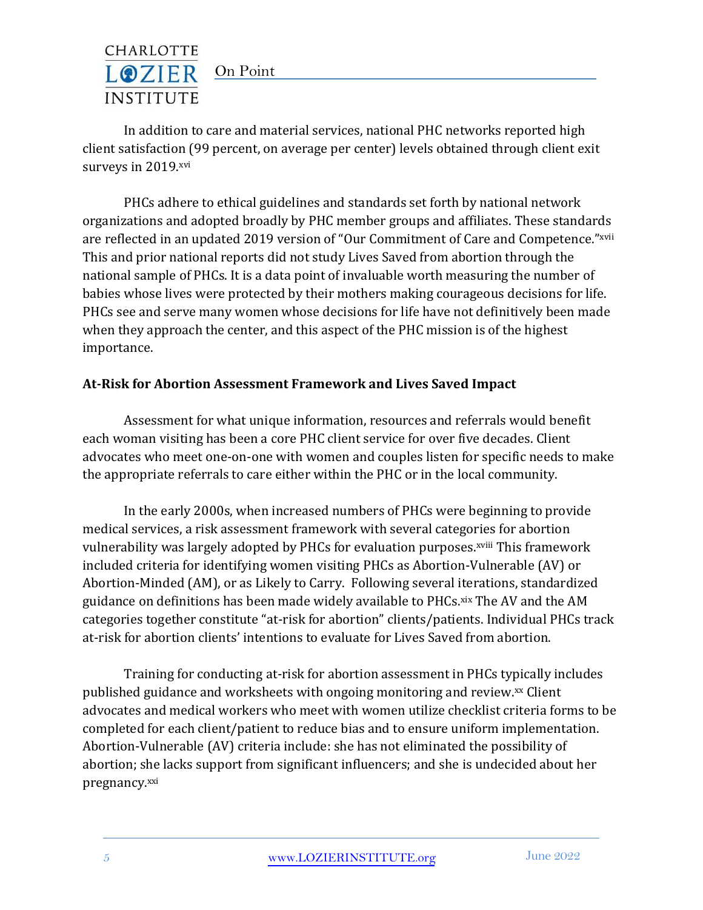In addition to care and material services, national PHC networks reported high client satisfaction (99 percent, on average per center) levels obtained through client exit surveys in 2019.[xvi]

PHCs adhere to ethical guidelines and standards set forth by national network organizations and adopted broadly by PHC member groups and affiliates. These standards are reflected in an updated 2019 version of "Our Commitment of Care and Competence."[xvii] This and prior national reports did not study Lives Saved from abortion through the national sample of PHCs. It is a data point of invaluable worth measuring the number of babies whose lives were protected by their mothers making courageous decisions for life. PHCs see and serve many women whose decisions for life have not definitively been made when they approach the center, and this aspect of the PHC mission is of the highest importance.

**At-Risk for Abortion Assessment Framework and Lives Saved Impact**

Assessment for what unique information, resources and referrals would benefit each woman visiting has been a core PHC client service for over five decades. Client advocates who meet one-on-one with women and couples listen for specific needs to make the appropriate referrals to care either within the PHC or in the local community.

In the early 2000s, when increased numbers of PHCs were beginning to provide medical services, a risk assessment framework with several categories for abortion vulnerability was largely adopted by PHCs for evaluation purposes.[xviii] This framework included criteria for identifying women visiting PHCs as Abortion-Vulnerable (AV) or Abortion-Minded (AM), or as Likely to Carry. Following several iterations, standardized guidance on definitions has been made widely available to PHCs.[xix] The AV and the AM categories together constitute "at-risk for abortion" clients/patients. Individual PHCs track at-risk for abortion clients' intentions to evaluate for Lives Saved from abortion.

Training for conducting at-risk for abortion assessment in PHCs typically includes published guidance and worksheets with ongoing monitoring and review.[xx] Client advocates and medical workers who meet with women utilize checklist criteria forms to be completed for each client/patient to reduce bias and to ensure uniform implementation. Abortion-Vulnerable (AV) criteria include: she has not eliminated the possibility of abortion; she lacks support from significant influencers; and she is undecided about her pregnancy.[xxi]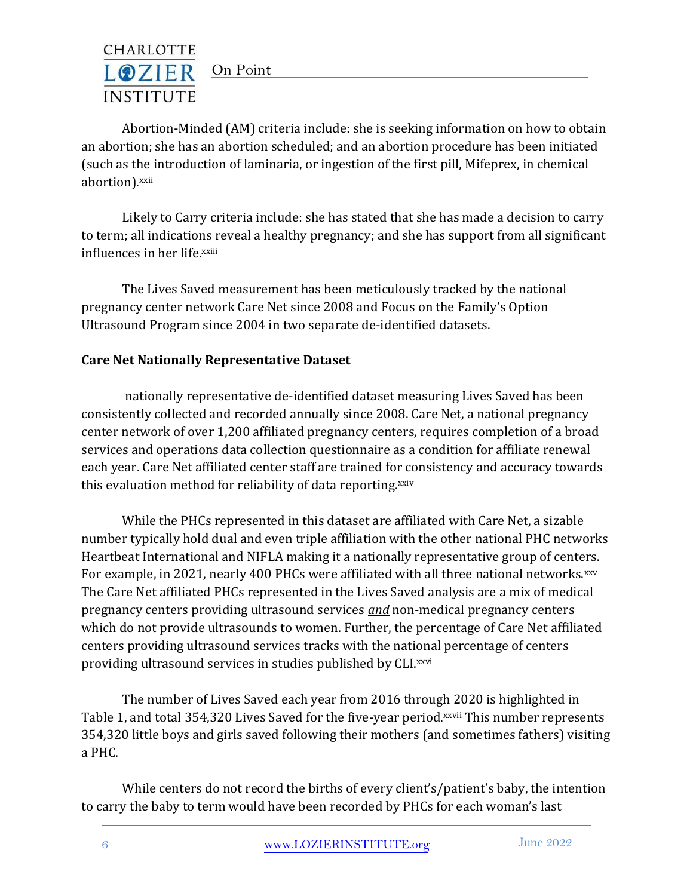Abortion-Minded (AM) criteria include: she is seeking information on how to obtain an abortion; she has an abortion scheduled; and an abortion procedure has been initiated (such as the introduction of laminaria, or ingestion of the first pill, Mifeprex, in chemical abortion).[xxii]

Likely to Carry criteria include: she has stated that she has made a decision to carry to term; all indications reveal a healthy pregnancy; and she has support from all significant influences in her life.[xxiii]

The Lives Saved measurement has been meticulously tracked by the national pregnancy center network Care Net since 2008 and Focus on the Family's Option Ultrasound Program since 2004 in two separate de-identified datasets.

**Care Net Nationally Representative Dataset**

nationally representative de-identified dataset measuring Lives Saved has been consistently collected and recorded annually since 2008. Care Net, a national pregnancy center network of over 1,200 affiliated pregnancy centers, requires completion of a broad services and operations data collection questionnaire as a condition for affiliate renewal each year. Care Net affiliated center staff are trained for consistency and accuracy towards this evaluation method for reliability of data reporting.[xxiv]

While the PHCs represented in this dataset are affiliated with Care Net, a sizable number typically hold dual and even triple affiliation with the other national PHC networks Heartbeat International and NIFLA making it a nationally representative group of centers. For example, in 2021, nearly 400 PHCs were affiliated with all three national networks.[xxv] The Care Net affiliated PHCs represented in the Lives Saved analysis are a mix of medical pregnancy centers providing ultrasound services ***and*** non-medical pregnancy centers which do not provide ultrasounds to women. Further, the percentage of Care Net affiliated centers providing ultrasound services tracks with the national percentage of centers providing ultrasound services in studies published by CLI.[xxvi]

The number of Lives Saved each year from 2016 through 2020 is highlighted in Table 1, and total 354,320 Lives Saved for the five-year period.[xxvii] This number represents 354,320 little boys and girls saved following their mothers (and sometimes fathers) visiting a PHC.

While centers do not record the births of every client's/patient's baby, the intention to carry the baby to term would have been recorded by PHCs for each woman's last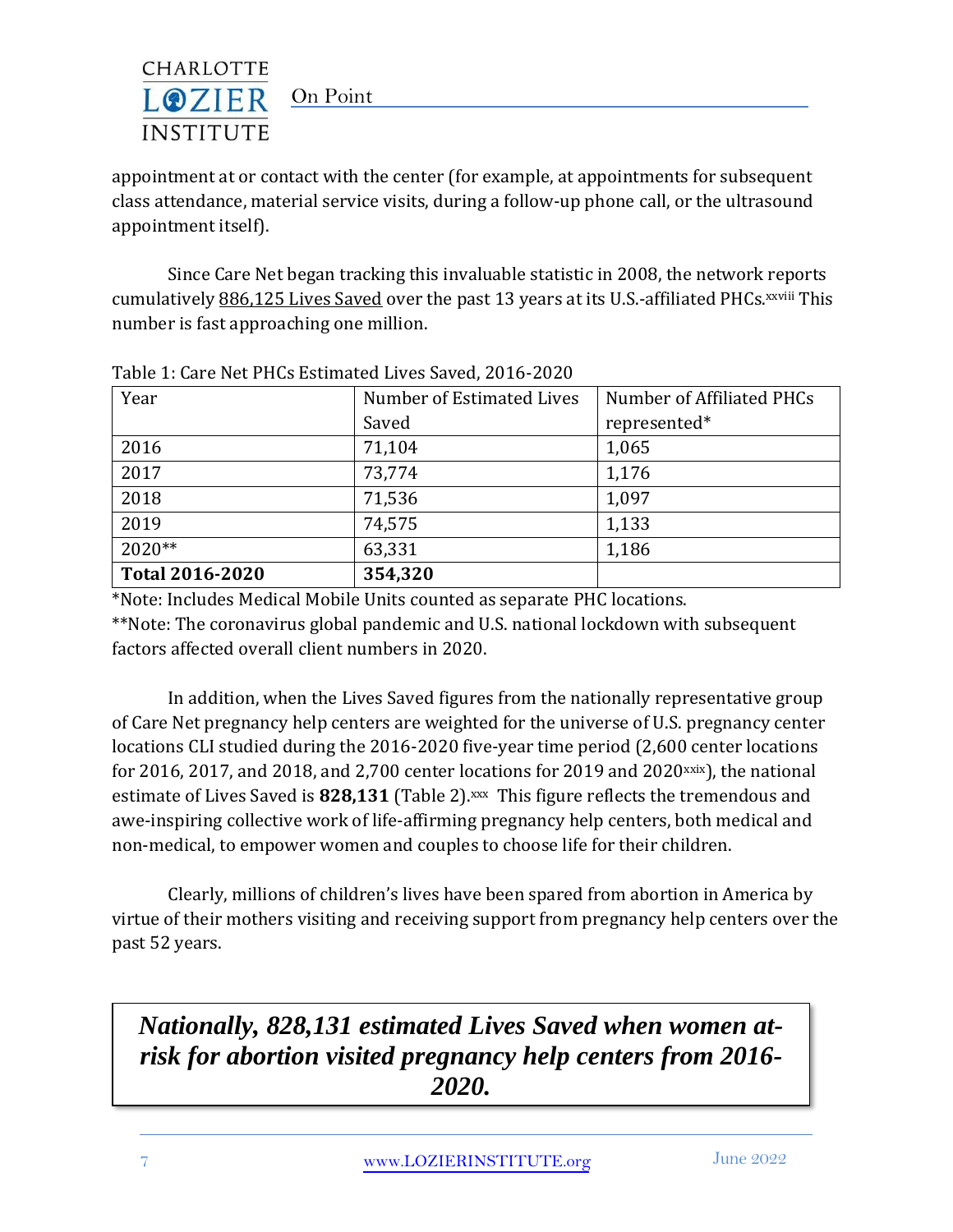appointment at or contact with the center (for example, at appointments for subsequent class attendance, material service visits, during a follow-up phone call, or the ultrasound appointment itself).

Since Care Net began tracking this invaluable statistic in 2008, the network reports cumulatively 886,125 Lives Saved over the past 13 years at its U.S.-affiliated PHCs.[xxviii] This number is fast approaching one million.

Table 1: Care Net PHCs Estimated Lives Saved, 2016-2020

| Year | Number of Estimated Lives Saved | Number of Affiliated PHCs represented* |
|---|---|---|
| 2016 | 71,104 | 1,065 |
| 2017 | 73,774 | 1,176 |
| 2018 | 71,536 | 1,097 |
| 2019 | 74,575 | 1,133 |
| 2020** | 63,331 | 1,186 |
| **Total 2016-2020** | **354,320** | |

*Note: Includes Medical Mobile Units counted as separate PHC locations.
**Note: The coronavirus global pandemic and U.S. national lockdown with subsequent factors affected overall client numbers in 2020.

In addition, when the Lives Saved figures from the nationally representative group of Care Net pregnancy help centers are weighted for the universe of U.S. pregnancy center locations CLI studied during the 2016-2020 five-year time period (2,600 center locations for 2016, 2017, and 2018, and 2,700 center locations for 2019 and 2020[xxix]), the national estimate of Lives Saved is **828,131** (Table 2).[xxx] This figure reflects the tremendous and awe-inspiring collective work of life-affirming pregnancy help centers, both medical and non-medical, to empower women and couples to choose life for their children.

Clearly, millions of children's lives have been spared from abortion in America by virtue of their mothers visiting and receiving support from pregnancy help centers over the past 52 years.

***Nationally, 828,131 estimated Lives Saved when women at-risk for abortion visited pregnancy help centers from 2016-2020.***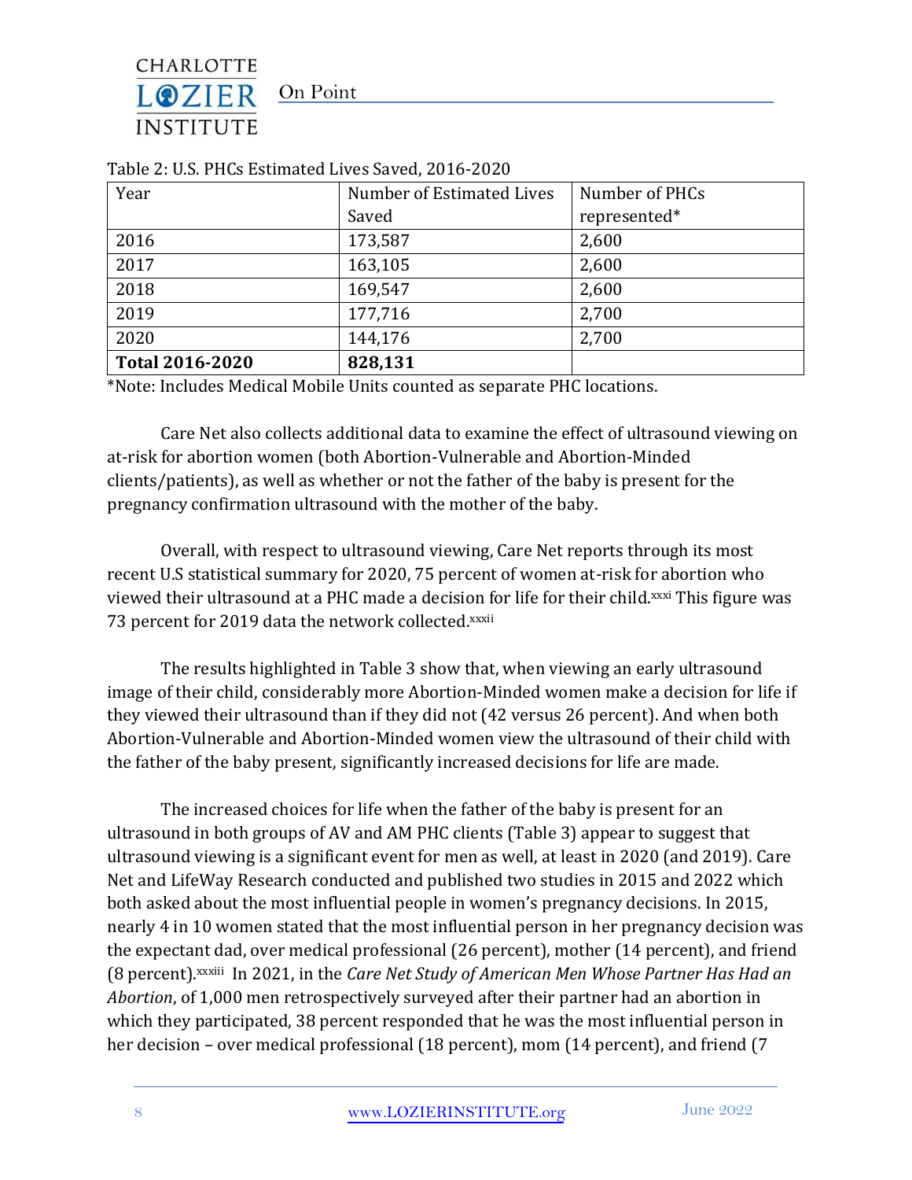Table 2: U.S. PHCs Estimated Lives Saved, 2016-2020

| Year | Number of Estimated Lives Saved | Number of PHCs represented* |
|---|---|---|
| 2016 | 173,587 | 2,600 |
| 2017 | 163,105 | 2,600 |
| 2018 | 169,547 | 2,600 |
| 2019 | 177,716 | 2,700 |
| 2020 | 144,176 | 2,700 |
| **Total 2016-2020** | **828,131** | |

*Note: Includes Medical Mobile Units counted as separate PHC locations.

Care Net also collects additional data to examine the effect of ultrasound viewing on at-risk for abortion women (both Abortion-Vulnerable and Abortion-Minded clients/patients), as well as whether or not the father of the baby is present for the pregnancy confirmation ultrasound with the mother of the baby.

Overall, with respect to ultrasound viewing, Care Net reports through its most recent U.S statistical summary for 2020, 75 percent of women at-risk for abortion who viewed their ultrasound at a PHC made a decision for life for their child.[xxxi] This figure was 73 percent for 2019 data the network collected.[xxxii]

The results highlighted in Table 3 show that, when viewing an early ultrasound image of their child, considerably more Abortion-Minded women make a decision for life if they viewed their ultrasound than if they did not (42 versus 26 percent). And when both Abortion-Vulnerable and Abortion-Minded women view the ultrasound of their child with the father of the baby present, significantly increased decisions for life are made.

The increased choices for life when the father of the baby is present for an ultrasound in both groups of AV and AM PHC clients (Table 3) appear to suggest that ultrasound viewing is a significant event for men as well, at least in 2020 (and 2019). Care Net and LifeWay Research conducted and published two studies in 2015 and 2022 which both asked about the most influential people in women's pregnancy decisions. In 2015, nearly 4 in 10 women stated that the most influential person in her pregnancy decision was the expectant dad, over medical professional (26 percent), mother (14 percent), and friend (8 percent).[xxxiii] In 2021, in the *Care Net Study of American Men Whose Partner Has Had an Abortion*, of 1,000 men retrospectively surveyed after their partner had an abortion in which they participated, 38 percent responded that he was the most influential person in her decision – over medical professional (18 percent), mom (14 percent), and friend (7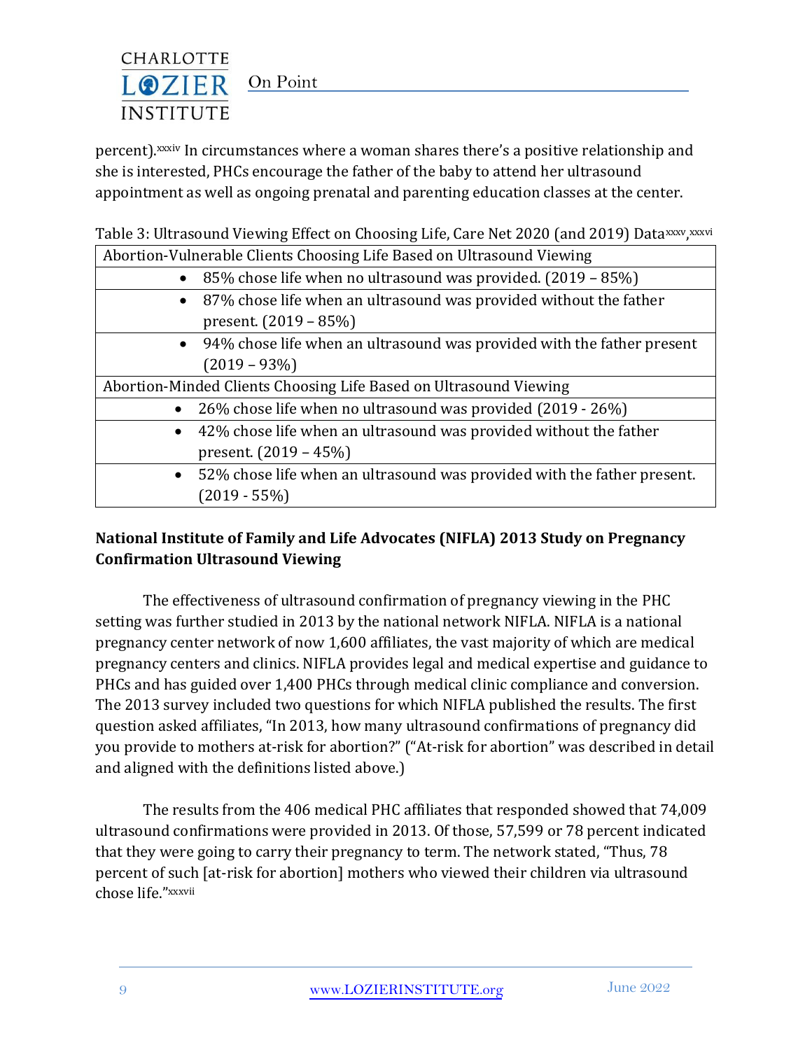percent).[xxxiv] In circumstances where a woman shares there's a positive relationship and she is interested, PHCs encourage the father of the baby to attend her ultrasound appointment as well as ongoing prenatal and parenting education classes at the center.

Table 3: Ultrasound Viewing Effect on Choosing Life, Care Net 2020 (and 2019) Data[xxxv,xxxvi]

| Abortion-Vulnerable Clients Choosing Life Based on Ultrasound Viewing |
|---|
| • 85% chose life when no ultrasound was provided. (2019 – 85%) |
| • 87% chose life when an ultrasound was provided without the father present. (2019 – 85%) |
| • 94% chose life when an ultrasound was provided with the father present (2019 – 93%) |
| Abortion-Minded Clients Choosing Life Based on Ultrasound Viewing |
| • 26% chose life when no ultrasound was provided (2019 - 26%) |
| • 42% chose life when an ultrasound was provided without the father present. (2019 – 45%) |
| • 52% chose life when an ultrasound was provided with the father present. (2019 - 55%) |

**National Institute of Family and Life Advocates (NIFLA) 2013 Study on Pregnancy Confirmation Ultrasound Viewing**

The effectiveness of ultrasound confirmation of pregnancy viewing in the PHC setting was further studied in 2013 by the national network NIFLA. NIFLA is a national pregnancy center network of now 1,600 affiliates, the vast majority of which are medical pregnancy centers and clinics. NIFLA provides legal and medical expertise and guidance to PHCs and has guided over 1,400 PHCs through medical clinic compliance and conversion. The 2013 survey included two questions for which NIFLA published the results. The first question asked affiliates, "In 2013, how many ultrasound confirmations of pregnancy did you provide to mothers at-risk for abortion?" ("At-risk for abortion" was described in detail and aligned with the definitions listed above.)

The results from the 406 medical PHC affiliates that responded showed that 74,009 ultrasound confirmations were provided in 2013. Of those, 57,599 or 78 percent indicated that they were going to carry their pregnancy to term. The network stated, "Thus, 78 percent of such [at-risk for abortion] mothers who viewed their children via ultrasound chose life."[xxxvii]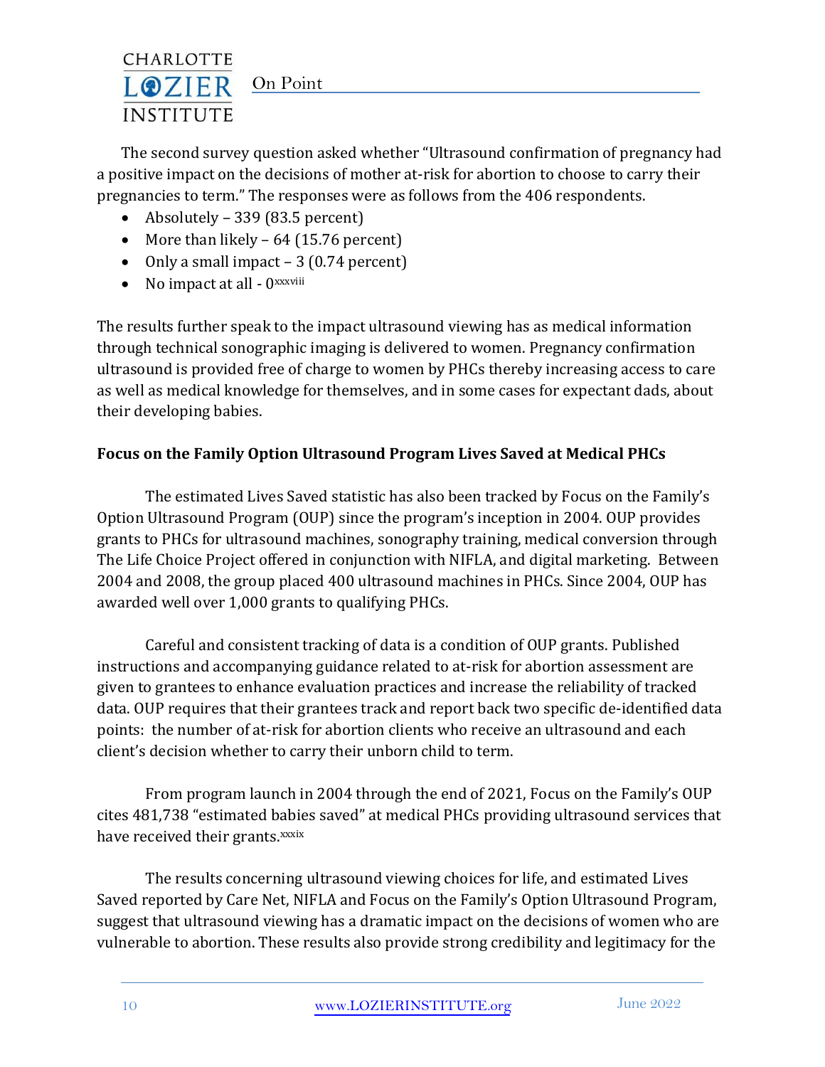The second survey question asked whether "Ultrasound confirmation of pregnancy had a positive impact on the decisions of mother at-risk for abortion to choose to carry their pregnancies to term." The responses were as follows from the 406 respondents.

- Absolutely – 339 (83.5 percent)
- More than likely – 64 (15.76 percent)
- Only a small impact – 3 (0.74 percent)
- No impact at all - 0[xxxviii]

The results further speak to the impact ultrasound viewing has as medical information through technical sonographic imaging is delivered to women. Pregnancy confirmation ultrasound is provided free of charge to women by PHCs thereby increasing access to care as well as medical knowledge for themselves, and in some cases for expectant dads, about their developing babies.

**Focus on the Family Option Ultrasound Program Lives Saved at Medical PHCs**

The estimated Lives Saved statistic has also been tracked by Focus on the Family's Option Ultrasound Program (OUP) since the program's inception in 2004. OUP provides grants to PHCs for ultrasound machines, sonography training, medical conversion through The Life Choice Project offered in conjunction with NIFLA, and digital marketing. Between 2004 and 2008, the group placed 400 ultrasound machines in PHCs. Since 2004, OUP has awarded well over 1,000 grants to qualifying PHCs.

Careful and consistent tracking of data is a condition of OUP grants. Published instructions and accompanying guidance related to at-risk for abortion assessment are given to grantees to enhance evaluation practices and increase the reliability of tracked data. OUP requires that their grantees track and report back two specific de-identified data points: the number of at-risk for abortion clients who receive an ultrasound and each client's decision whether to carry their unborn child to term.

From program launch in 2004 through the end of 2021, Focus on the Family's OUP cites 481,738 "estimated babies saved" at medical PHCs providing ultrasound services that have received their grants.[xxxix]

The results concerning ultrasound viewing choices for life, and estimated Lives Saved reported by Care Net, NIFLA and Focus on the Family's Option Ultrasound Program, suggest that ultrasound viewing has a dramatic impact on the decisions of women who are vulnerable to abortion. These results also provide strong credibility and legitimacy for the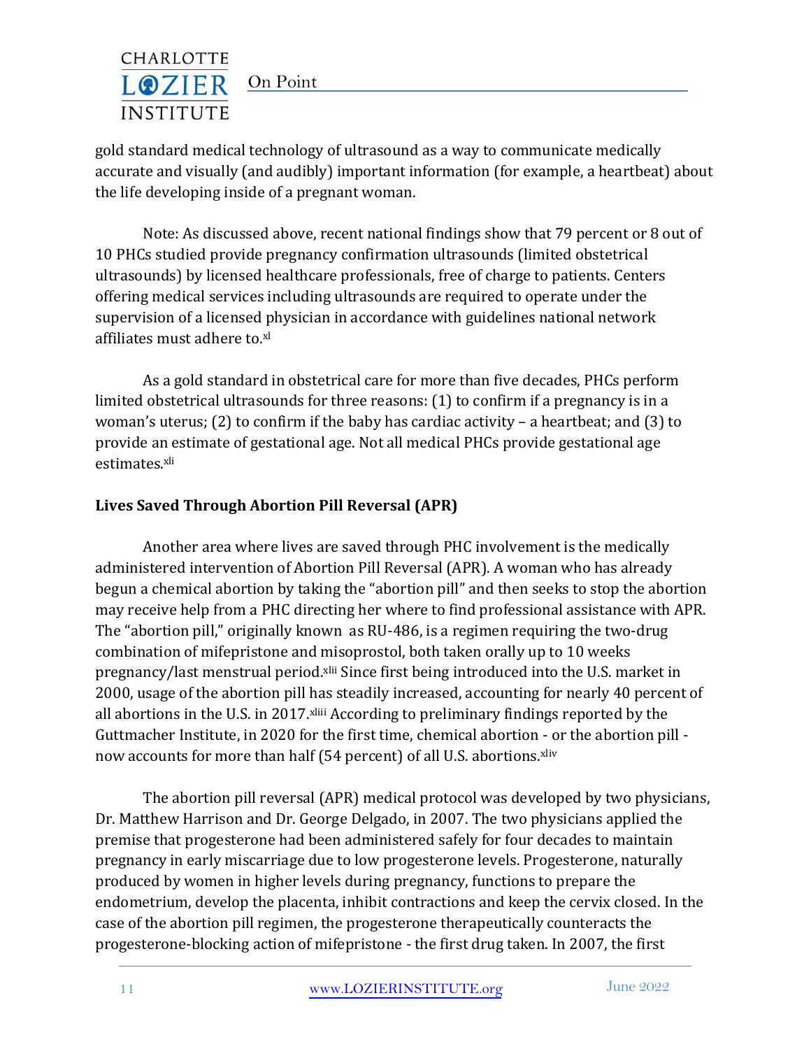gold standard medical technology of ultrasound as a way to communicate medically accurate and visually (and audibly) important information (for example, a heartbeat) about the life developing inside of a pregnant woman.

Note: As discussed above, recent national findings show that 79 percent or 8 out of 10 PHCs studied provide pregnancy confirmation ultrasounds (limited obstetrical ultrasounds) by licensed healthcare professionals, free of charge to patients. Centers offering medical services including ultrasounds are required to operate under the supervision of a licensed physician in accordance with guidelines national network affiliates must adhere to.[xl]

As a gold standard in obstetrical care for more than five decades, PHCs perform limited obstetrical ultrasounds for three reasons: (1) to confirm if a pregnancy is in a woman's uterus; (2) to confirm if the baby has cardiac activity – a heartbeat; and (3) to provide an estimate of gestational age. Not all medical PHCs provide gestational age estimates.[xli]

### Lives Saved Through Abortion Pill Reversal (APR)

Another area where lives are saved through PHC involvement is the medically administered intervention of Abortion Pill Reversal (APR). A woman who has already begun a chemical abortion by taking the "abortion pill" and then seeks to stop the abortion may receive help from a PHC directing her where to find professional assistance with APR. The "abortion pill," originally known as RU-486, is a regimen requiring the two-drug combination of mifepristone and misoprostol, both taken orally up to 10 weeks pregnancy/last menstrual period.[xlii] Since first being introduced into the U.S. market in 2000, usage of the abortion pill has steadily increased, accounting for nearly 40 percent of all abortions in the U.S. in 2017.[xliii] According to preliminary findings reported by the Guttmacher Institute, in 2020 for the first time, chemical abortion - or the abortion pill - now accounts for more than half (54 percent) of all U.S. abortions.[xliv]

The abortion pill reversal (APR) medical protocol was developed by two physicians, Dr. Matthew Harrison and Dr. George Delgado, in 2007. The two physicians applied the premise that progesterone had been administered safely for four decades to maintain pregnancy in early miscarriage due to low progesterone levels. Progesterone, naturally produced by women in higher levels during pregnancy, functions to prepare the endometrium, develop the placenta, inhibit contractions and keep the cervix closed. In the case of the abortion pill regimen, the progesterone therapeutically counteracts the progesterone-blocking action of mifepristone - the first drug taken. In 2007, the first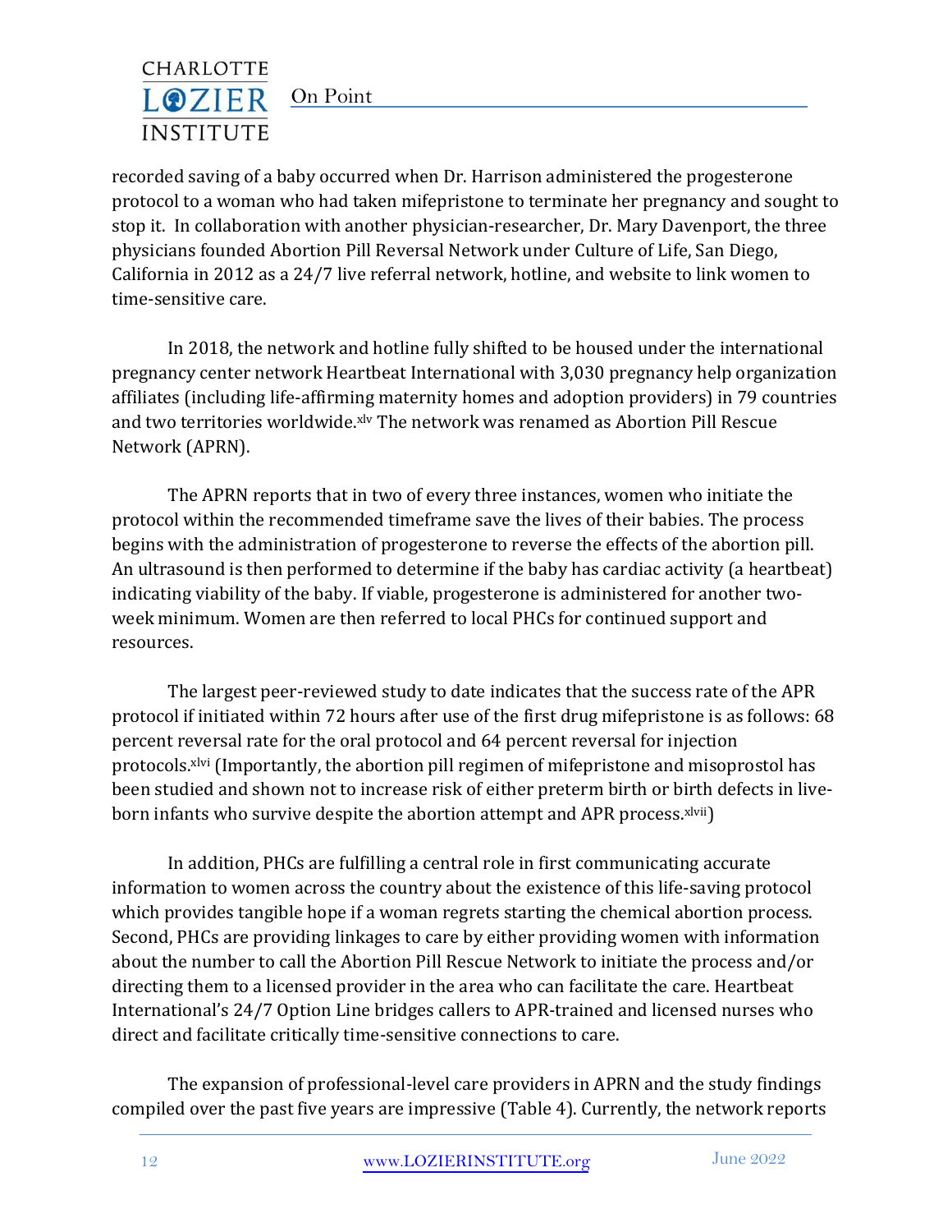recorded saving of a baby occurred when Dr. Harrison administered the progesterone protocol to a woman who had taken mifepristone to terminate her pregnancy and sought to stop it. In collaboration with another physician-researcher, Dr. Mary Davenport, the three physicians founded Abortion Pill Reversal Network under Culture of Life, San Diego, California in 2012 as a 24/7 live referral network, hotline, and website to link women to time-sensitive care.

In 2018, the network and hotline fully shifted to be housed under the international pregnancy center network Heartbeat International with 3,030 pregnancy help organization affiliates (including life-affirming maternity homes and adoption providers) in 79 countries and two territories worldwide.[xlv] The network was renamed as Abortion Pill Rescue Network (APRN).

The APRN reports that in two of every three instances, women who initiate the protocol within the recommended timeframe save the lives of their babies. The process begins with the administration of progesterone to reverse the effects of the abortion pill. An ultrasound is then performed to determine if the baby has cardiac activity (a heartbeat) indicating viability of the baby. If viable, progesterone is administered for another two-week minimum. Women are then referred to local PHCs for continued support and resources.

The largest peer-reviewed study to date indicates that the success rate of the APR protocol if initiated within 72 hours after use of the first drug mifepristone is as follows: 68 percent reversal rate for the oral protocol and 64 percent reversal for injection protocols.[xlvi] (Importantly, the abortion pill regimen of mifepristone and misoprostol has been studied and shown not to increase risk of either preterm birth or birth defects in live-born infants who survive despite the abortion attempt and APR process.[xlvii])

In addition, PHCs are fulfilling a central role in first communicating accurate information to women across the country about the existence of this life-saving protocol which provides tangible hope if a woman regrets starting the chemical abortion process. Second, PHCs are providing linkages to care by either providing women with information about the number to call the Abortion Pill Rescue Network to initiate the process and/or directing them to a licensed provider in the area who can facilitate the care. Heartbeat International's 24/7 Option Line bridges callers to APR-trained and licensed nurses who direct and facilitate critically time-sensitive connections to care.

The expansion of professional-level care providers in APRN and the study findings compiled over the past five years are impressive (Table 4). Currently, the network reports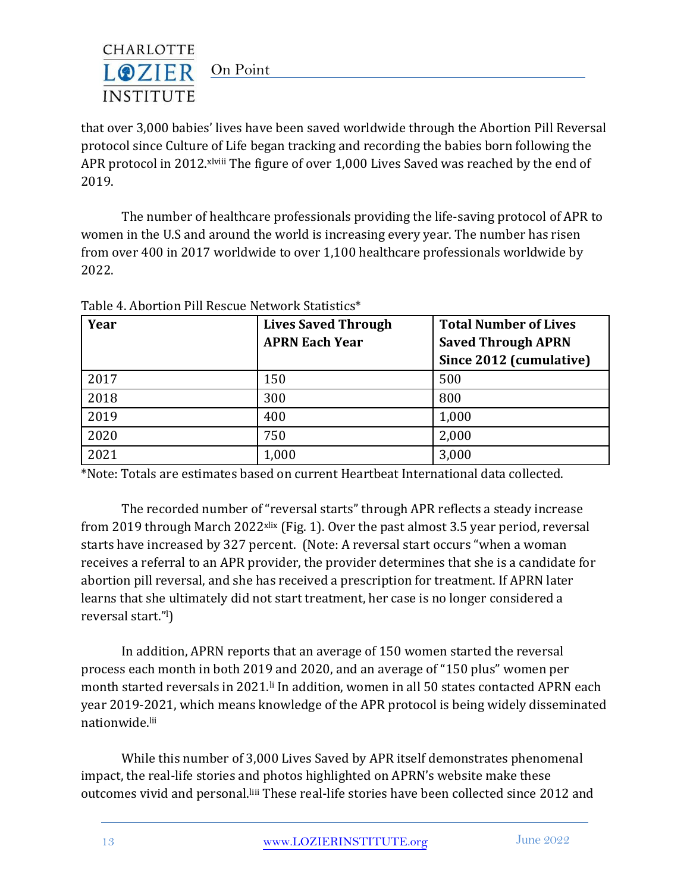that over 3,000 babies' lives have been saved worldwide through the Abortion Pill Reversal protocol since Culture of Life began tracking and recording the babies born following the APR protocol in 2012.[xlviii] The figure of over 1,000 Lives Saved was reached by the end of 2019.

The number of healthcare professionals providing the life-saving protocol of APR to women in the U.S and around the world is increasing every year. The number has risen from over 400 in 2017 worldwide to over 1,100 healthcare professionals worldwide by 2022.

Table 4. Abortion Pill Rescue Network Statistics*

| Year | Lives Saved Through APRN Each Year | Total Number of Lives Saved Through APRN Since 2012 (cumulative) |
|---|---|---|
| 2017 | 150 | 500 |
| 2018 | 300 | 800 |
| 2019 | 400 | 1,000 |
| 2020 | 750 | 2,000 |
| 2021 | 1,000 | 3,000 |

*Note: Totals are estimates based on current Heartbeat International data collected.

The recorded number of "reversal starts" through APR reflects a steady increase from 2019 through March 2022[xlix] (Fig. 1). Over the past almost 3.5 year period, reversal starts have increased by 327 percent. (Note: A reversal start occurs "when a woman receives a referral to an APR provider, the provider determines that she is a candidate for abortion pill reversal, and she has received a prescription for treatment. If APRN later learns that she ultimately did not start treatment, her case is no longer considered a reversal start."[l])

In addition, APRN reports that an average of 150 women started the reversal process each month in both 2019 and 2020, and an average of "150 plus" women per month started reversals in 2021.[li] In addition, women in all 50 states contacted APRN each year 2019-2021, which means knowledge of the APR protocol is being widely disseminated nationwide.[lii]

While this number of 3,000 Lives Saved by APR itself demonstrates phenomenal impact, the real-life stories and photos highlighted on APRN's website make these outcomes vivid and personal.[liii] These real-life stories have been collected since 2012 and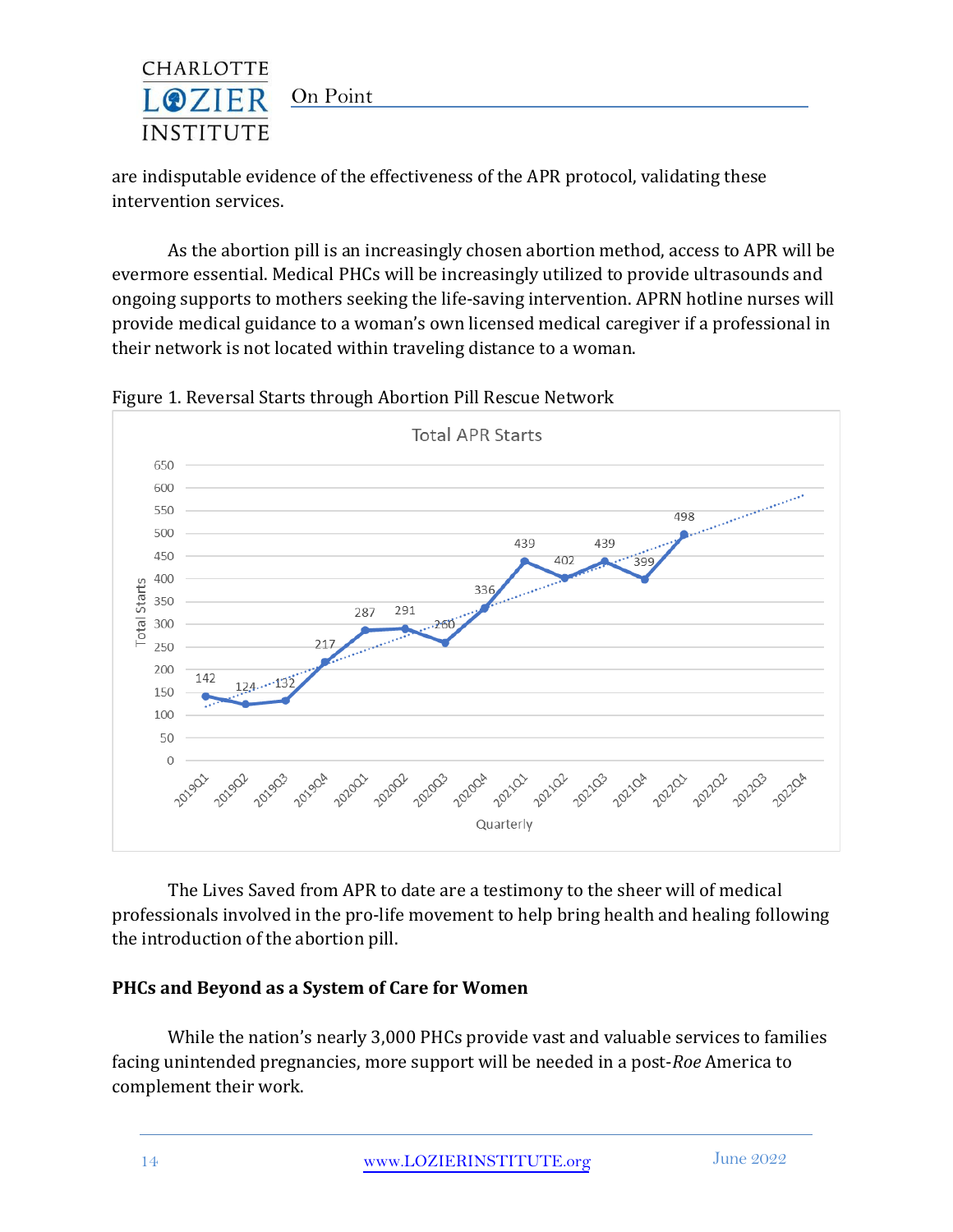are indisputable evidence of the effectiveness of the APR protocol, validating these intervention services.

As the abortion pill is an increasingly chosen abortion method, access to APR will be evermore essential. Medical PHCs will be increasingly utilized to provide ultrasounds and ongoing supports to mothers seeking the life-saving intervention. APRN hotline nurses will provide medical guidance to a woman's own licensed medical caregiver if a professional in their network is not located within traveling distance to a woman.

Figure 1. Reversal Starts through Abortion Pill Rescue Network

| Quarterly | Total APR Starts |
| --- | --- |
| 2019Q1 | 142 |
| 2019Q2 | 124 |
| 2019Q3 | 132 |
| 2019Q4 | 217 |
| 2020Q1 | 287 |
| 2020Q2 | 291 |
| 2020Q3 | 260 |
| 2020Q4 | 336 |
| 2021Q1 | 439 |
| 2021Q2 | 402 |
| 2021Q3 | 439 |
| 2021Q4 | 399 |
| 2022Q1 | 498 |
| 2022Q2 | |
| 2022Q3 | |
| 2022Q4 | |

The Lives Saved from APR to date are a testimony to the sheer will of medical professionals involved in the pro-life movement to help bring health and healing following the introduction of the abortion pill.

**PHCs and Beyond as a System of Care for Women**

While the nation's nearly 3,000 PHCs provide vast and valuable services to families facing unintended pregnancies, more support will be needed in a post-*Roe* America to complement their work.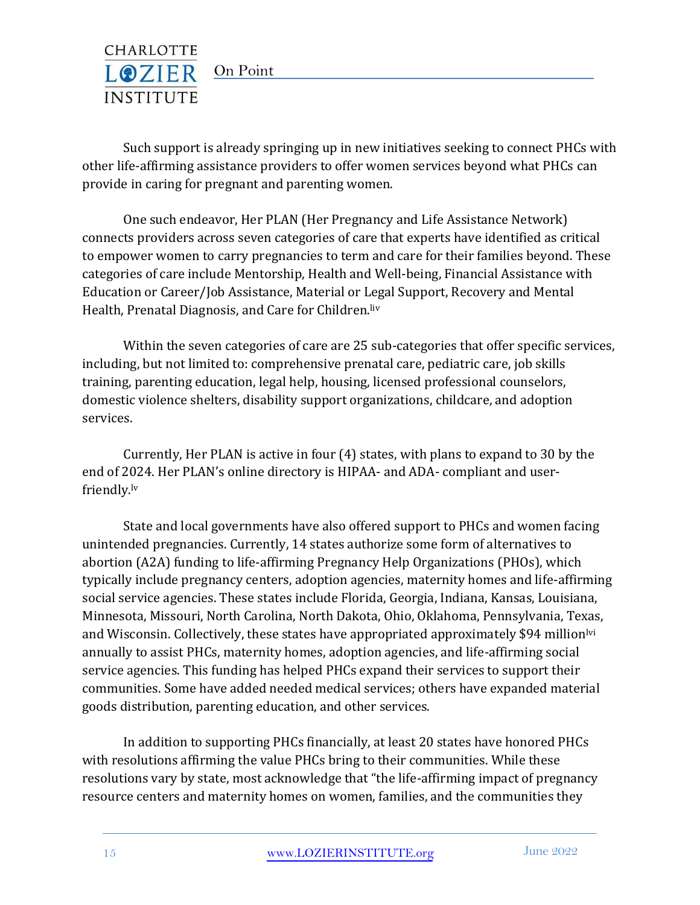Such support is already springing up in new initiatives seeking to connect PHCs with other life-affirming assistance providers to offer women services beyond what PHCs can provide in caring for pregnant and parenting women.

One such endeavor, Her PLAN (Her Pregnancy and Life Assistance Network) connects providers across seven categories of care that experts have identified as critical to empower women to carry pregnancies to term and care for their families beyond. These categories of care include Mentorship, Health and Well-being, Financial Assistance with Education or Career/Job Assistance, Material or Legal Support, Recovery and Mental Health, Prenatal Diagnosis, and Care for Children.[liv]

Within the seven categories of care are 25 sub-categories that offer specific services, including, but not limited to: comprehensive prenatal care, pediatric care, job skills training, parenting education, legal help, housing, licensed professional counselors, domestic violence shelters, disability support organizations, childcare, and adoption services.

Currently, Her PLAN is active in four (4) states, with plans to expand to 30 by the end of 2024. Her PLAN's online directory is HIPAA- and ADA- compliant and user-friendly.[lv]

State and local governments have also offered support to PHCs and women facing unintended pregnancies. Currently, 14 states authorize some form of alternatives to abortion (A2A) funding to life-affirming Pregnancy Help Organizations (PHOs), which typically include pregnancy centers, adoption agencies, maternity homes and life-affirming social service agencies. These states include Florida, Georgia, Indiana, Kansas, Louisiana, Minnesota, Missouri, North Carolina, North Dakota, Ohio, Oklahoma, Pennsylvania, Texas, and Wisconsin. Collectively, these states have appropriated approximately $94 million[lvi] annually to assist PHCs, maternity homes, adoption agencies, and life-affirming social service agencies. This funding has helped PHCs expand their services to support their communities. Some have added needed medical services; others have expanded material goods distribution, parenting education, and other services.

In addition to supporting PHCs financially, at least 20 states have honored PHCs with resolutions affirming the value PHCs bring to their communities. While these resolutions vary by state, most acknowledge that "the life-affirming impact of pregnancy resource centers and maternity homes on women, families, and the communities they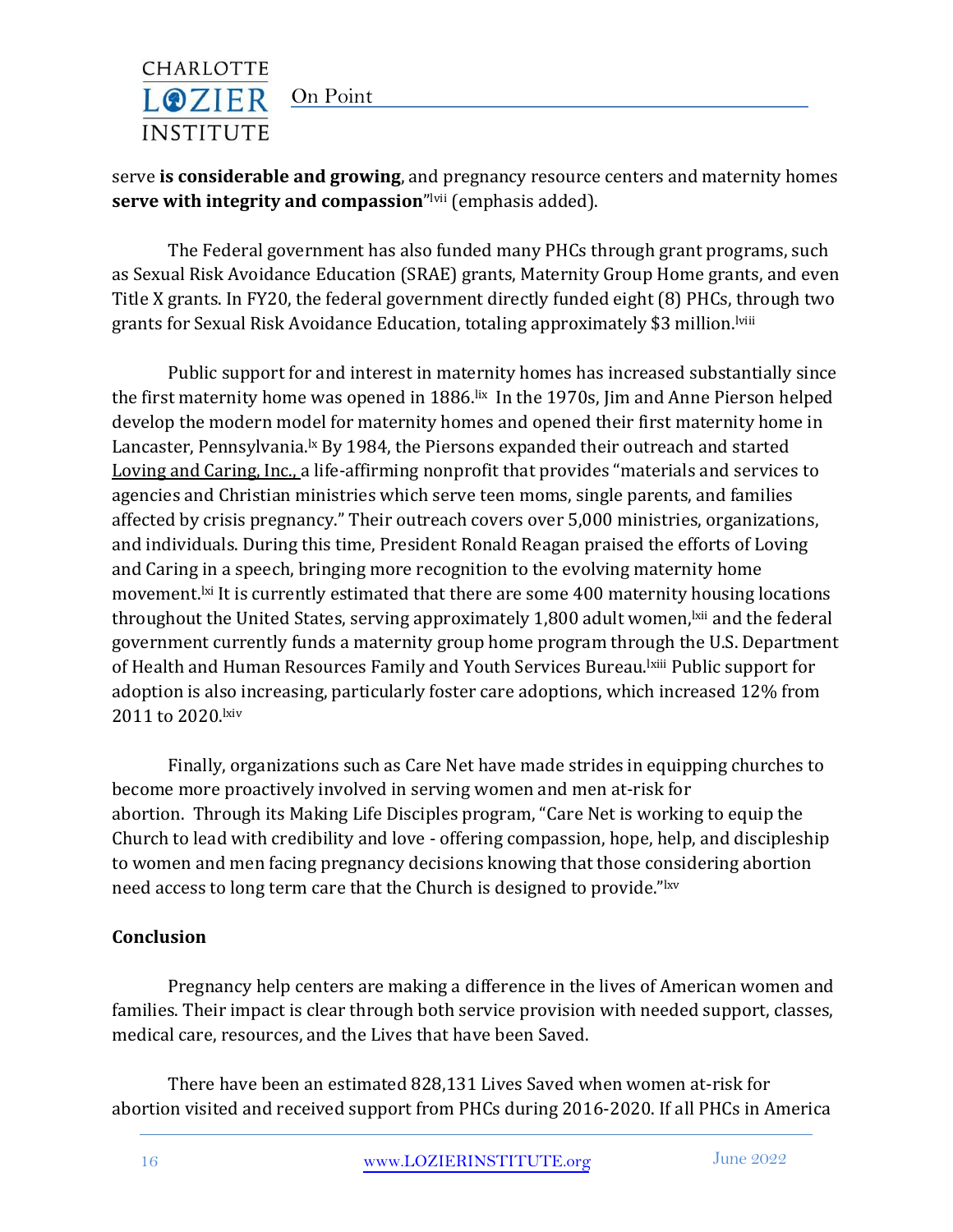serve **is considerable and growing**, and pregnancy resource centers and maternity homes **serve with integrity and compassion**"[lvii] (emphasis added).

The Federal government has also funded many PHCs through grant programs, such as Sexual Risk Avoidance Education (SRAE) grants, Maternity Group Home grants, and even Title X grants. In FY20, the federal government directly funded eight (8) PHCs, through two grants for Sexual Risk Avoidance Education, totaling approximately $3 million.[lviii]

Public support for and interest in maternity homes has increased substantially since the first maternity home was opened in 1886.[lix] In the 1970s, Jim and Anne Pierson helped develop the modern model for maternity homes and opened their first maternity home in Lancaster, Pennsylvania.[lx] By 1984, the Piersons expanded their outreach and started Loving and Caring, Inc., a life-affirming nonprofit that provides "materials and services to agencies and Christian ministries which serve teen moms, single parents, and families affected by crisis pregnancy." Their outreach covers over 5,000 ministries, organizations, and individuals. During this time, President Ronald Reagan praised the efforts of Loving and Caring in a speech, bringing more recognition to the evolving maternity home movement.[lxi] It is currently estimated that there are some 400 maternity housing locations throughout the United States, serving approximately 1,800 adult women,[lxii] and the federal government currently funds a maternity group home program through the U.S. Department of Health and Human Resources Family and Youth Services Bureau.[lxiii] Public support for adoption is also increasing, particularly foster care adoptions, which increased 12% from 2011 to 2020.[lxiv]

Finally, organizations such as Care Net have made strides in equipping churches to become more proactively involved in serving women and men at-risk for abortion. Through its Making Life Disciples program, "Care Net is working to equip the Church to lead with credibility and love - offering compassion, hope, help, and discipleship to women and men facing pregnancy decisions knowing that those considering abortion need access to long term care that the Church is designed to provide."[lxv]

**Conclusion**

Pregnancy help centers are making a difference in the lives of American women and families. Their impact is clear through both service provision with needed support, classes, medical care, resources, and the Lives that have been Saved.

There have been an estimated 828,131 Lives Saved when women at-risk for abortion visited and received support from PHCs during 2016-2020. If all PHCs in America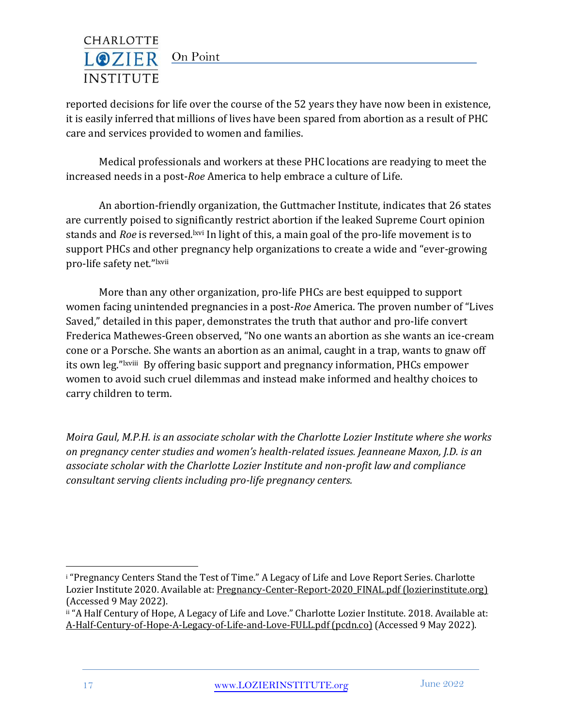reported decisions for life over the course of the 52 years they have now been in existence, it is easily inferred that millions of lives have been spared from abortion as a result of PHC care and services provided to women and families.

Medical professionals and workers at these PHC locations are readying to meet the increased needs in a post-*Roe* America to help embrace a culture of Life.

An abortion-friendly organization, the Guttmacher Institute, indicates that 26 states are currently poised to significantly restrict abortion if the leaked Supreme Court opinion stands and *Roe* is reversed.[lxvi] In light of this, a main goal of the pro-life movement is to support PHCs and other pregnancy help organizations to create a wide and "ever-growing pro-life safety net."[lxvii]

More than any other organization, pro-life PHCs are best equipped to support women facing unintended pregnancies in a post-*Roe* America. The proven number of "Lives Saved," detailed in this paper, demonstrates the truth that author and pro-life convert Frederica Mathewes-Green observed, "No one wants an abortion as she wants an ice-cream cone or a Porsche. She wants an abortion as an animal, caught in a trap, wants to gnaw off its own leg."[lxviii] By offering basic support and pregnancy information, PHCs empower women to avoid such cruel dilemmas and instead make informed and healthy choices to carry children to term.

*Moira Gaul, M.P.H. is an associate scholar with the Charlotte Lozier Institute where she works on pregnancy center studies and women's health-related issues. Jeanneane Maxon, J.D. is an associate scholar with the Charlotte Lozier Institute and non-profit law and compliance consultant serving clients including pro-life pregnancy centers.*

---

[i] "Pregnancy Centers Stand the Test of Time." A Legacy of Life and Love Report Series. Charlotte Lozier Institute 2020. Available at: Pregnancy-Center-Report-2020_FINAL.pdf (lozierinstitute.org) (Accessed 9 May 2022).

[ii] "A Half Century of Hope, A Legacy of Life and Love." Charlotte Lozier Institute. 2018. Available at: A-Half-Century-of-Hope-A-Legacy-of-Life-and-Love-FULL.pdf (pcdn.co) (Accessed 9 May 2022).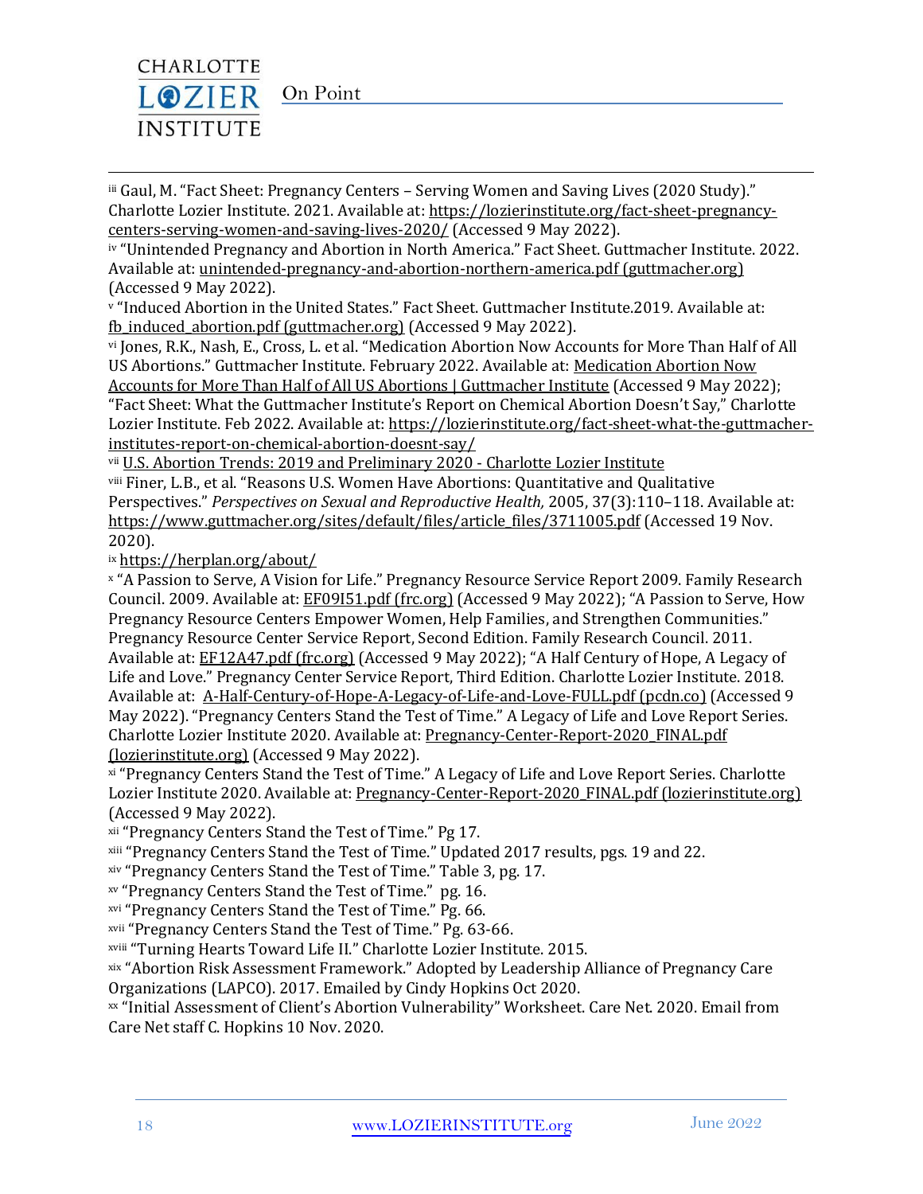[iii] Gaul, M. "Fact Sheet: Pregnancy Centers – Serving Women and Saving Lives (2020 Study)." Charlotte Lozier Institute. 2021. Available at: https://lozierinstitute.org/fact-sheet-pregnancy-centers-serving-women-and-saving-lives-2020/ (Accessed 9 May 2022).

[iv] "Unintended Pregnancy and Abortion in North America." Fact Sheet. Guttmacher Institute. 2022. Available at: unintended-pregnancy-and-abortion-northern-america.pdf (guttmacher.org) (Accessed 9 May 2022).

[v] "Induced Abortion in the United States." Fact Sheet. Guttmacher Institute.2019. Available at: fb_induced_abortion.pdf (guttmacher.org) (Accessed 9 May 2022).

[vi] Jones, R.K., Nash, E., Cross, L. et al. "Medication Abortion Now Accounts for More Than Half of All US Abortions." Guttmacher Institute. February 2022. Available at: Medication Abortion Now Accounts for More Than Half of All US Abortions | Guttmacher Institute (Accessed 9 May 2022); "Fact Sheet: What the Guttmacher Institute's Report on Chemical Abortion Doesn't Say," Charlotte Lozier Institute. Feb 2022. Available at: https://lozierinstitute.org/fact-sheet-what-the-guttmacher-institutes-report-on-chemical-abortion-doesnt-say/

[vii] U.S. Abortion Trends: 2019 and Preliminary 2020 - Charlotte Lozier Institute

[viii] Finer, L.B., et al. "Reasons U.S. Women Have Abortions: Quantitative and Qualitative Perspectives." *Perspectives on Sexual and Reproductive Health,* 2005, 37(3):110–118. Available at: https://www.guttmacher.org/sites/default/files/article_files/3711005.pdf (Accessed 19 Nov. 2020).

[ix] https://herplan.org/about/

[x] "A Passion to Serve, A Vision for Life." Pregnancy Resource Service Report 2009. Family Research Council. 2009. Available at: EF09I51.pdf (frc.org) (Accessed 9 May 2022); "A Passion to Serve, How Pregnancy Resource Centers Empower Women, Help Families, and Strengthen Communities." Pregnancy Resource Center Service Report, Second Edition. Family Research Council. 2011. Available at: EF12A47.pdf (frc.org) (Accessed 9 May 2022); "A Half Century of Hope, A Legacy of Life and Love." Pregnancy Center Service Report, Third Edition. Charlotte Lozier Institute. 2018. Available at: A-Half-Century-of-Hope-A-Legacy-of-Life-and-Love-FULL.pdf (pcdn.co) (Accessed 9 May 2022). "Pregnancy Centers Stand the Test of Time." A Legacy of Life and Love Report Series. Charlotte Lozier Institute 2020. Available at: Pregnancy-Center-Report-2020_FINAL.pdf (lozierinstitute.org) (Accessed 9 May 2022).

[xi] "Pregnancy Centers Stand the Test of Time." A Legacy of Life and Love Report Series. Charlotte Lozier Institute 2020. Available at: Pregnancy-Center-Report-2020_FINAL.pdf (lozierinstitute.org) (Accessed 9 May 2022).

[xii] "Pregnancy Centers Stand the Test of Time." Pg 17.

[xiii] "Pregnancy Centers Stand the Test of Time." Updated 2017 results, pgs. 19 and 22.

[xiv] "Pregnancy Centers Stand the Test of Time." Table 3, pg. 17.

[xv] "Pregnancy Centers Stand the Test of Time." pg. 16.

[xvi] "Pregnancy Centers Stand the Test of Time." Pg. 66.

[xvii] "Pregnancy Centers Stand the Test of Time." Pg. 63-66.

[xviii] "Turning Hearts Toward Life II." Charlotte Lozier Institute. 2015.

[xix] "Abortion Risk Assessment Framework." Adopted by Leadership Alliance of Pregnancy Care Organizations (LAPCO). 2017. Emailed by Cindy Hopkins Oct 2020.

[xx] "Initial Assessment of Client's Abortion Vulnerability" Worksheet. Care Net. 2020. Email from Care Net staff C. Hopkins 10 Nov. 2020.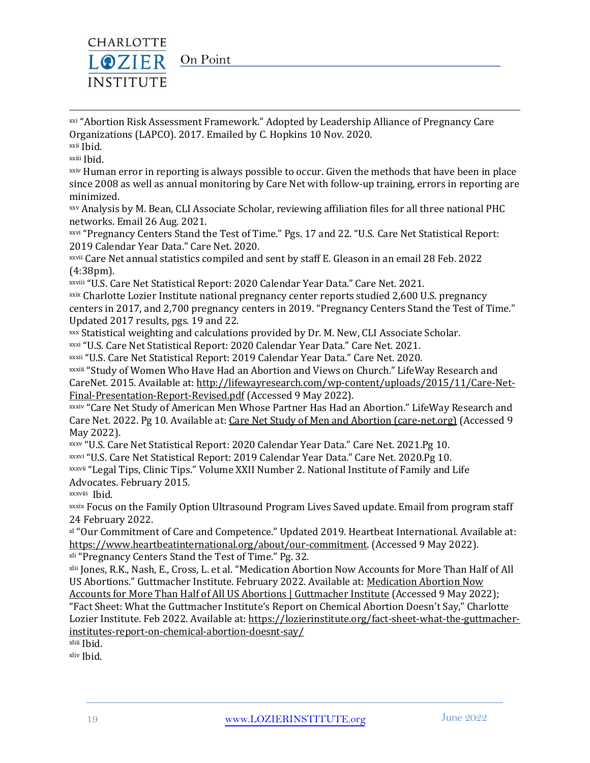[xxi] "Abortion Risk Assessment Framework." Adopted by Leadership Alliance of Pregnancy Care Organizations (LAPCO). 2017. Emailed by C. Hopkins 10 Nov. 2020.
[xxii] Ibid.
[xxiii] Ibid.
[xxiv] Human error in reporting is always possible to occur. Given the methods that have been in place since 2008 as well as annual monitoring by Care Net with follow-up training, errors in reporting are minimized.
[xxv] Analysis by M. Bean, CLI Associate Scholar, reviewing affiliation files for all three national PHC networks. Email 26 Aug. 2021.
[xxvi] "Pregnancy Centers Stand the Test of Time." Pgs. 17 and 22. "U.S. Care Net Statistical Report: 2019 Calendar Year Data." Care Net. 2020.
[xxvii] Care Net annual statistics compiled and sent by staff E. Gleason in an email 28 Feb. 2022 (4:38pm).
[xxviii] "U.S. Care Net Statistical Report: 2020 Calendar Year Data." Care Net. 2021.
[xxix] Charlotte Lozier Institute national pregnancy center reports studied 2,600 U.S. pregnancy centers in 2017, and 2,700 pregnancy centers in 2019. "Pregnancy Centers Stand the Test of Time." Updated 2017 results, pgs. 19 and 22.
[xxx] Statistical weighting and calculations provided by Dr. M. New, CLI Associate Scholar.
[xxxi] "U.S. Care Net Statistical Report: 2020 Calendar Year Data." Care Net. 2021.
[xxxii] "U.S. Care Net Statistical Report: 2019 Calendar Year Data." Care Net. 2020.
[xxxiii] "Study of Women Who Have Had an Abortion and Views on Church." LifeWay Research and CareNet. 2015. Available at: http://lifewayresearch.com/wp-content/uploads/2015/11/Care-Net-Final-Presentation-Report-Revised.pdf (Accessed 9 May 2022).
[xxxiv] "Care Net Study of American Men Whose Partner Has Had an Abortion." LifeWay Research and Care Net. 2022. Pg 10. Available at: Care Net Study of Men and Abortion (care-net.org) (Accessed 9 May 2022).
[xxxv] "U.S. Care Net Statistical Report: 2020 Calendar Year Data." Care Net. 2021.Pg 10.
[xxxvi] "U.S. Care Net Statistical Report: 2019 Calendar Year Data." Care Net. 2020.Pg 10.
[xxxvii] "Legal Tips, Clinic Tips." Volume XXII Number 2. National Institute of Family and Life Advocates. February 2015.
[xxxviii] Ibid.
[xxxix] Focus on the Family Option Ultrasound Program Lives Saved update. Email from program staff 24 February 2022.
[xl] "Our Commitment of Care and Competence." Updated 2019. Heartbeat International. Available at: https://www.heartbeatinternational.org/about/our-commitment. (Accessed 9 May 2022).
[xli] "Pregnancy Centers Stand the Test of Time." Pg. 32.
[xlii] Jones, R.K., Nash, E., Cross, L. et al. "Medication Abortion Now Accounts for More Than Half of All US Abortions." Guttmacher Institute. February 2022. Available at: Medication Abortion Now Accounts for More Than Half of All US Abortions | Guttmacher Institute (Accessed 9 May 2022); "Fact Sheet: What the Guttmacher Institute's Report on Chemical Abortion Doesn't Say," Charlotte Lozier Institute. Feb 2022. Available at: https://lozierinstitute.org/fact-sheet-what-the-guttmacher-institutes-report-on-chemical-abortion-doesnt-say/
[xliii] Ibid.
[xliv] Ibid.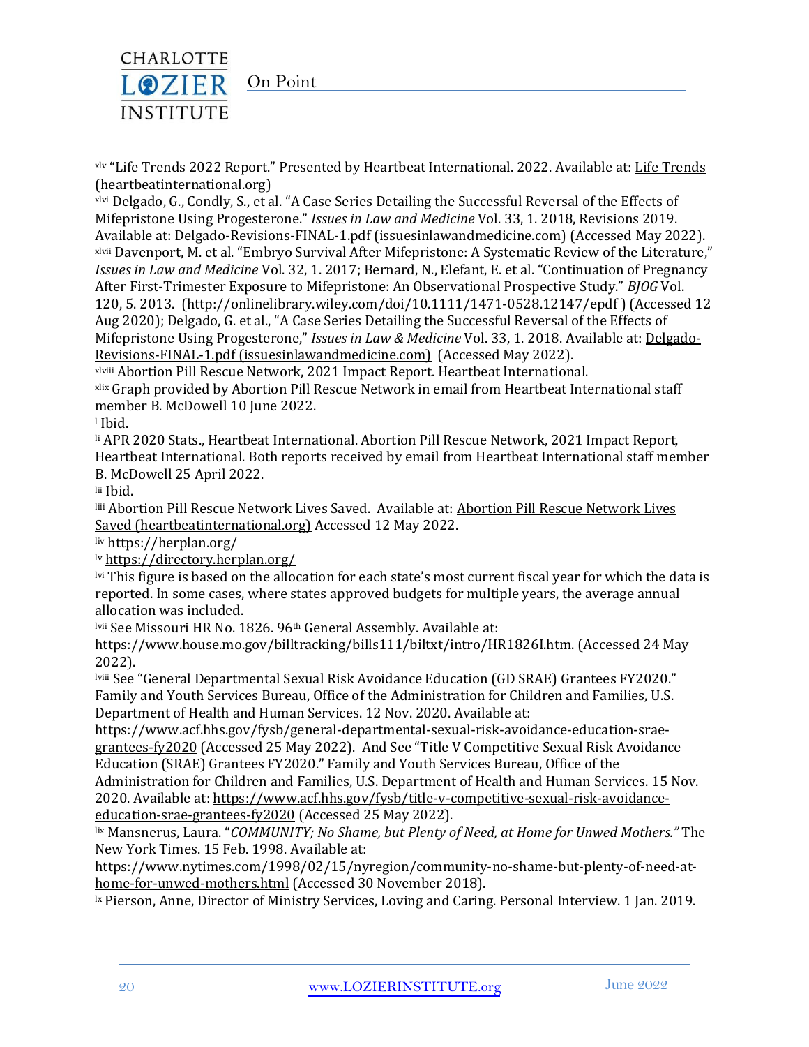[xlv] "Life Trends 2022 Report." Presented by Heartbeat International. 2022. Available at: Life Trends (heartbeatinternational.org)

[xlvi] Delgado, G., Condly, S., et al. "A Case Series Detailing the Successful Reversal of the Effects of Mifepristone Using Progesterone." *Issues in Law and Medicine* Vol. 33, 1. 2018, Revisions 2019. Available at: Delgado-Revisions-FINAL-1.pdf (issuesinlawandmedicine.com) (Accessed May 2022).

[xlvii] Davenport, M. et al. "Embryo Survival After Mifepristone: A Systematic Review of the Literature," *Issues in Law and Medicine* Vol. 32, 1. 2017; Bernard, N., Elefant, E. et al. "Continuation of Pregnancy After First-Trimester Exposure to Mifepristone: An Observational Prospective Study." *BJOG* Vol. 120, 5. 2013. (http://onlinelibrary.wiley.com/doi/10.1111/1471-0528.12147/epdf ) (Accessed 12 Aug 2020); Delgado, G. et al., "A Case Series Detailing the Successful Reversal of the Effects of Mifepristone Using Progesterone," *Issues in Law & Medicine* Vol. 33, 1. 2018. Available at: Delgado-Revisions-FINAL-1.pdf (issuesinlawandmedicine.com) (Accessed May 2022).

[xlviii] Abortion Pill Rescue Network, 2021 Impact Report. Heartbeat International.

[xlix] Graph provided by Abortion Pill Rescue Network in email from Heartbeat International staff member B. McDowell 10 June 2022.

[l] Ibid.

[li] APR 2020 Stats., Heartbeat International. Abortion Pill Rescue Network, 2021 Impact Report, Heartbeat International. Both reports received by email from Heartbeat International staff member B. McDowell 25 April 2022.

[lii] Ibid.

[liii] Abortion Pill Rescue Network Lives Saved. Available at: Abortion Pill Rescue Network Lives Saved (heartbeatinternational.org) Accessed 12 May 2022.

[liv] https://herplan.org/

[lv] https://directory.herplan.org/

[lvi] This figure is based on the allocation for each state's most current fiscal year for which the data is reported. In some cases, where states approved budgets for multiple years, the average annual allocation was included.

[lvii] See Missouri HR No. 1826. 96th General Assembly. Available at: https://www.house.mo.gov/billtracking/bills111/biltxt/intro/HR1826I.htm. (Accessed 24 May 2022).

[lviii] See "General Departmental Sexual Risk Avoidance Education (GD SRAE) Grantees FY2020." Family and Youth Services Bureau, Office of the Administration for Children and Families, U.S. Department of Health and Human Services. 12 Nov. 2020. Available at: https://www.acf.hhs.gov/fysb/general-departmental-sexual-risk-avoidance-education-srae-grantees-fy2020 (Accessed 25 May 2022). And See "Title V Competitive Sexual Risk Avoidance Education (SRAE) Grantees FY2020." Family and Youth Services Bureau, Office of the Administration for Children and Families, U.S. Department of Health and Human Services. 15 Nov. 2020. Available at: https://www.acf.hhs.gov/fysb/title-v-competitive-sexual-risk-avoidance-education-srae-grantees-fy2020 (Accessed 25 May 2022).

[lix] Mansnerus, Laura. "*COMMUNITY; No Shame, but Plenty of Need, at Home for Unwed Mothers.*" The New York Times. 15 Feb. 1998. Available at: https://www.nytimes.com/1998/02/15/nyregion/community-no-shame-but-plenty-of-need-at-home-for-unwed-mothers.html (Accessed 30 November 2018).

[lx] Pierson, Anne, Director of Ministry Services, Loving and Caring. Personal Interview. 1 Jan. 2019.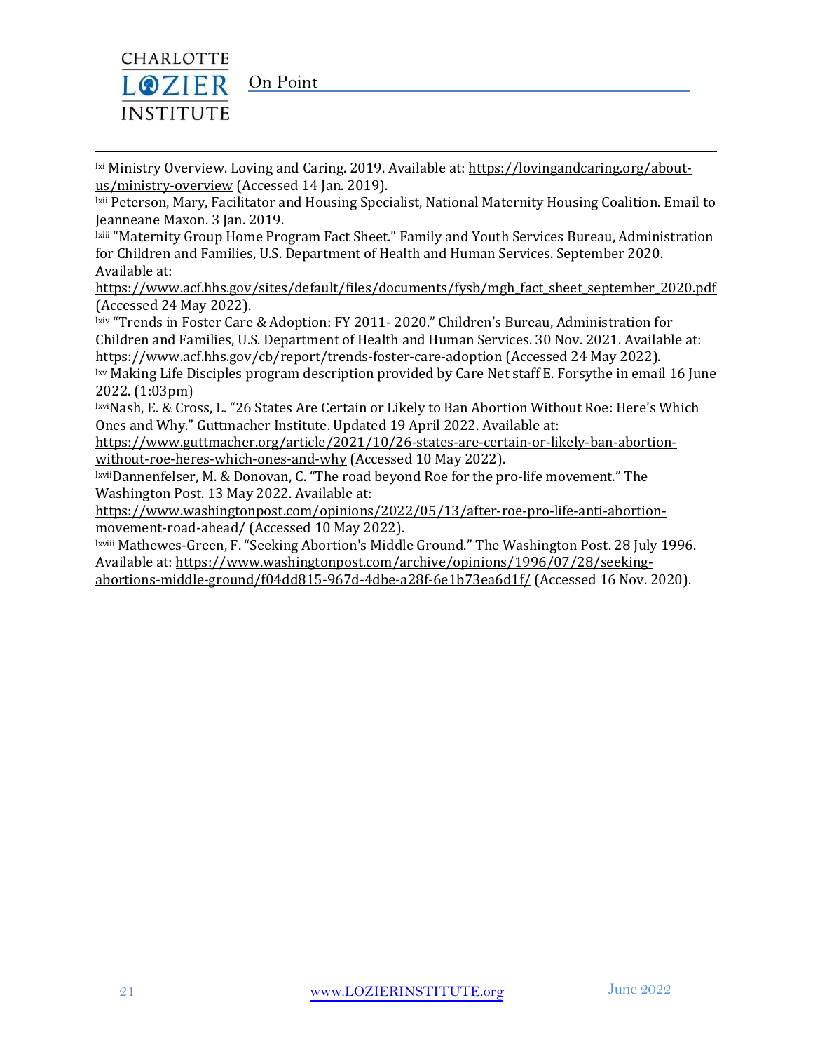[lxi] Ministry Overview. Loving and Caring. 2019. Available at: https://lovingandcaring.org/about-us/ministry-overview (Accessed 14 Jan. 2019).
[lxii] Peterson, Mary, Facilitator and Housing Specialist, National Maternity Housing Coalition. Email to Jeanneane Maxon. 3 Jan. 2019.
[lxiii] "Maternity Group Home Program Fact Sheet." Family and Youth Services Bureau, Administration for Children and Families, U.S. Department of Health and Human Services. September 2020. Available at: https://www.acf.hhs.gov/sites/default/files/documents/fysb/mgh_fact_sheet_september_2020.pdf (Accessed 24 May 2022).
[lxiv] "Trends in Foster Care & Adoption: FY 2011- 2020." Children's Bureau, Administration for Children and Families, U.S. Department of Health and Human Services. 30 Nov. 2021. Available at: https://www.acf.hhs.gov/cb/report/trends-foster-care-adoption (Accessed 24 May 2022).
[lxv] Making Life Disciples program description provided by Care Net staff E. Forsythe in email 16 June 2022. (1:03pm)
[lxvi] Nash, E. & Cross, L. "26 States Are Certain or Likely to Ban Abortion Without Roe: Here's Which Ones and Why." Guttmacher Institute. Updated 19 April 2022. Available at: https://www.guttmacher.org/article/2021/10/26-states-are-certain-or-likely-ban-abortion-without-roe-heres-which-ones-and-why (Accessed 10 May 2022).
[lxvii] Dannenfelser, M. & Donovan, C. "The road beyond Roe for the pro-life movement." The Washington Post. 13 May 2022. Available at: https://www.washingtonpost.com/opinions/2022/05/13/after-roe-pro-life-anti-abortion-movement-road-ahead/ (Accessed 10 May 2022).
[lxviii] Mathewes-Green, F. "Seeking Abortion's Middle Ground." The Washington Post. 28 July 1996. Available at: https://www.washingtonpost.com/archive/opinions/1996/07/28/seeking-abortions-middle-ground/f04dd815-967d-4dbe-a28f-6e1b73ea6d1f/ (Accessed 16 Nov. 2020).